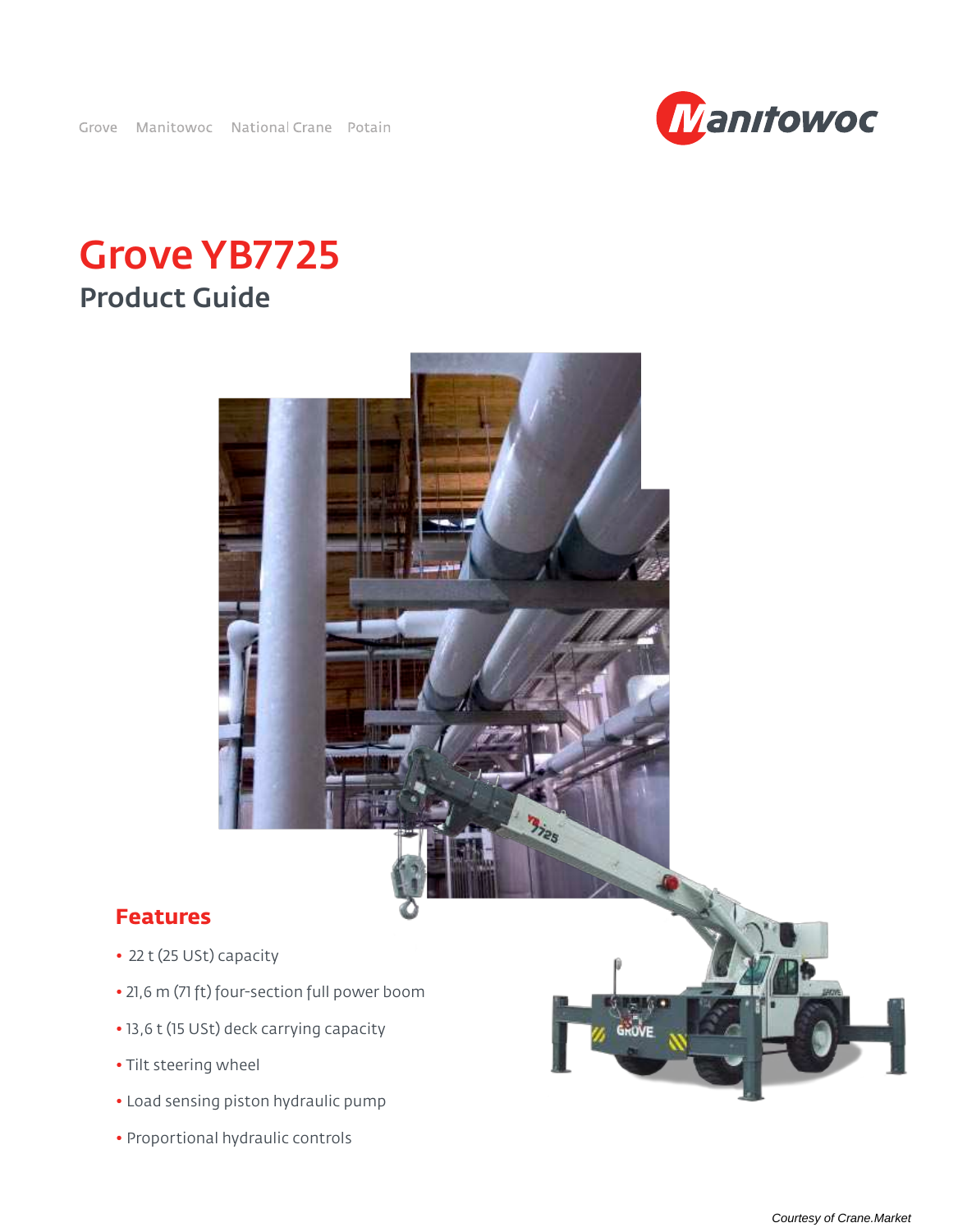Grove Manitowoc National Crane Potain

# Grove YB7725

## Product Guide

### Features

- 22 t (25 USt) capacity
- 21,6 m (71 ft) four-section full power boom
- 13,6 t (15 USt) deck carrying capacity
- Tilt steering wheel
- Load sensing piston hydraulic pump
- Proportional hydraulic controls

*Courtesy of Crane.Market*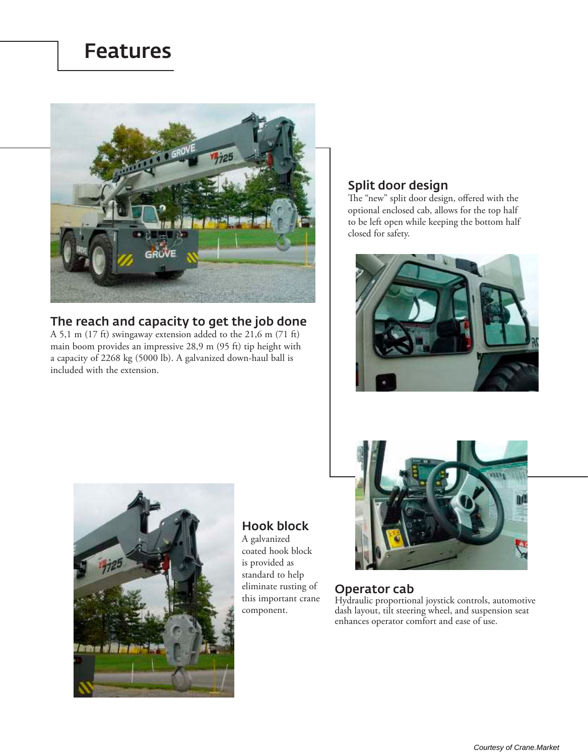# Features

## The reach and capacity to get the job done

A 5,1 m (17 ft) swingaway extension added to the 21,6 m (71 ft) main boom provides an impressive 28,9 m (95 ft) tip height with a capacity of 2268 kg (5000 lb). A galvanized down-haul ball is included with the extension.

## Split door design

The "new" split door design, offered with the optional enclosed cab, allows for the top half to be left open while keeping the bottom half closed for safety.

## Hook block

A galvanized coated hook block is provided as standard to help eliminate rusting of this important crane component.

## Operator cab

Hydraulic proportional joystick controls, automotive dash layout, tilt steering wheel, and suspension seat enhances operator comfort and ease of use.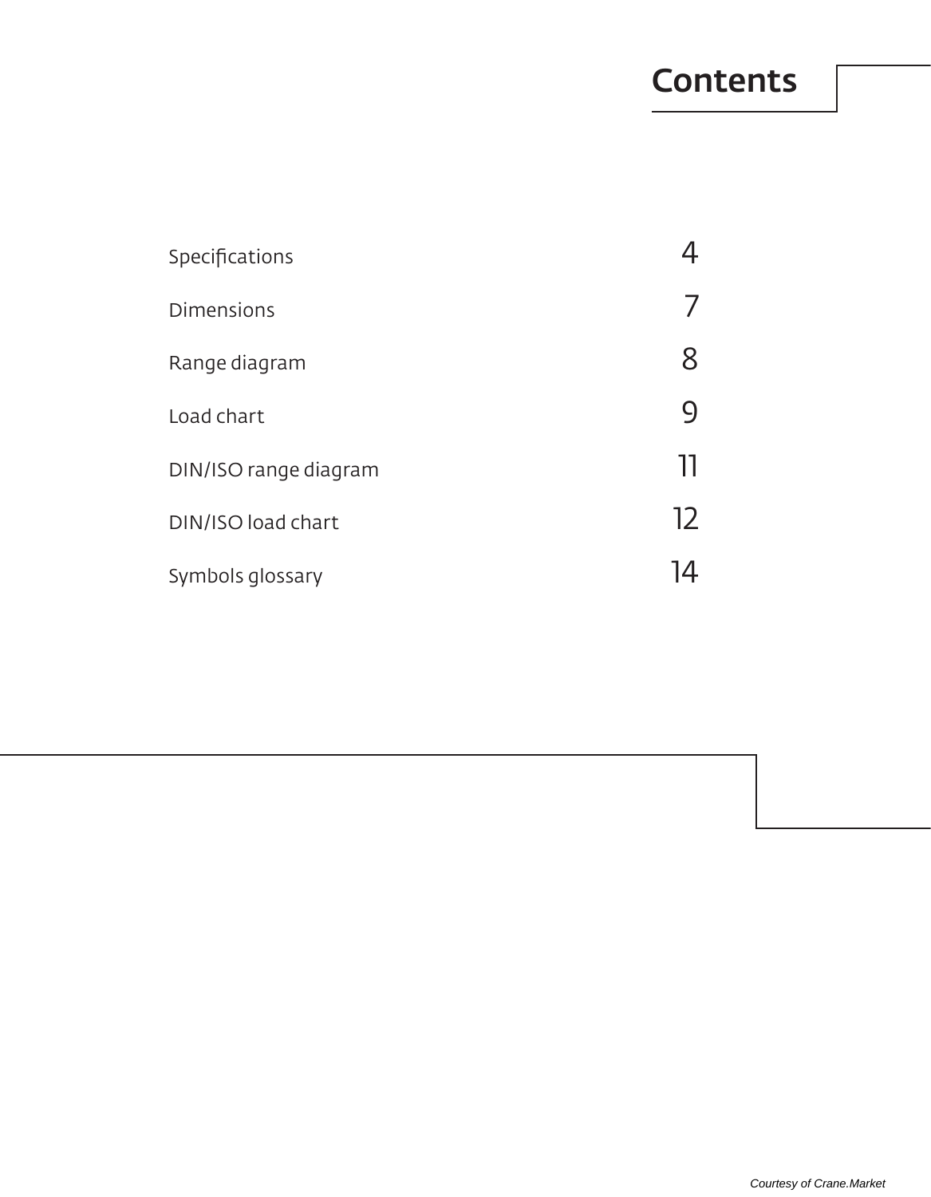# Contents

| | |
|---|---|
| Specifications | 4 |
| Dimensions | 7 |
| Range diagram | 8 |
| Load chart | 9 |
| DIN/ISO range diagram | 11 |
| DIN/ISO load chart | 12 |
| Symbols glossary | 14 |

*Courtesy of Crane.Market*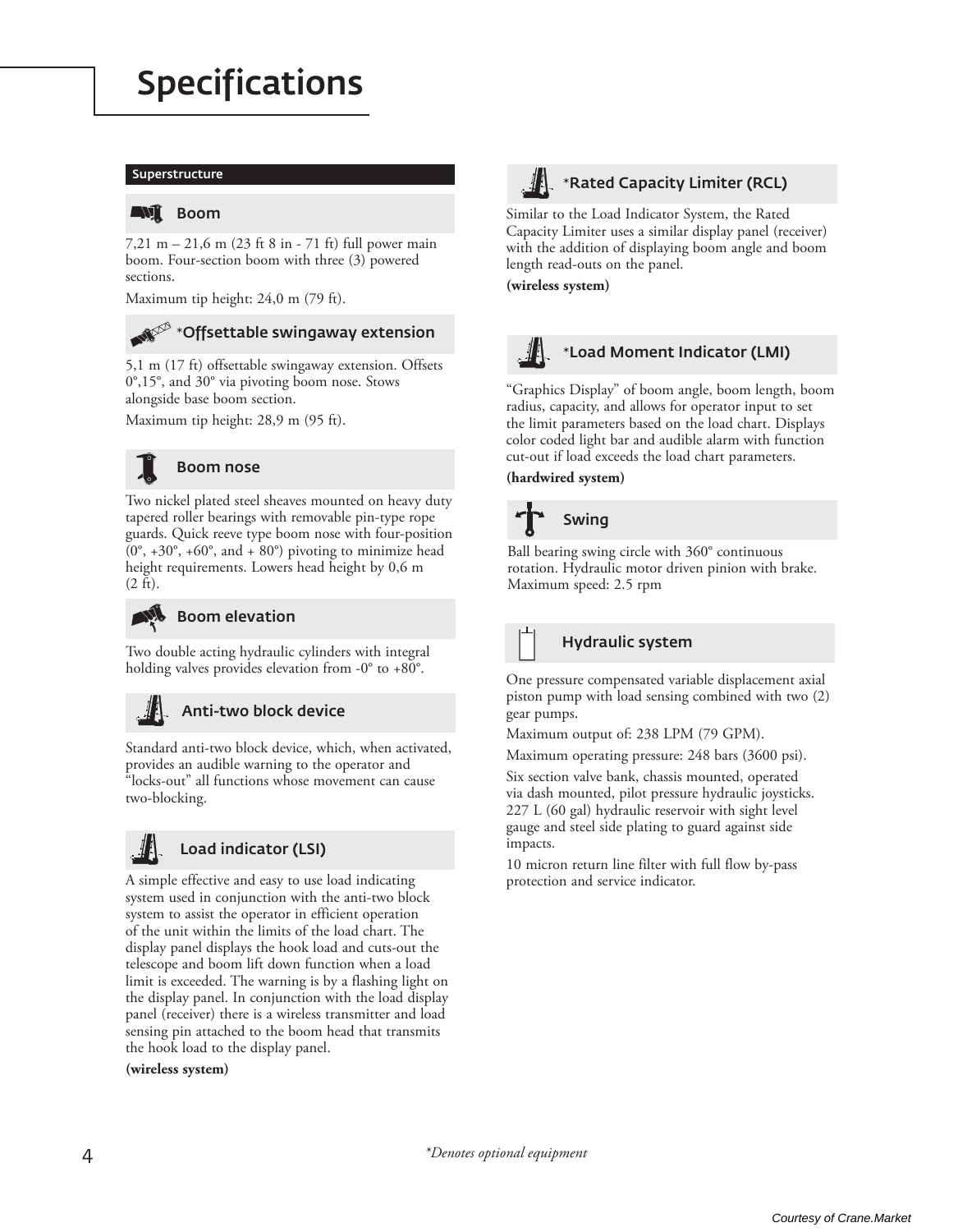# Specifications

## Superstructure

### Boom

7,21 m – 21,6 m (23 ft 8 in - 71 ft) full power main boom. Four-section boom with three (3) powered sections.

Maximum tip height: 24,0 m (79 ft).

### *Offsettable swingaway extension

5,1 m (17 ft) offsettable swingaway extension. Offsets 0°,15°, and 30° via pivoting boom nose. Stows alongside base boom section.

Maximum tip height: 28,9 m (95 ft).

### Boom nose

Two nickel plated steel sheaves mounted on heavy duty tapered roller bearings with removable pin-type rope guards. Quick reeve type boom nose with four-position (0°, +30°, +60°, and + 80°) pivoting to minimize head height requirements. Lowers head height by 0,6 m (2 ft).

### Boom elevation

Two double acting hydraulic cylinders with integral holding valves provides elevation from -0° to +80°.

### Anti-two block device

Standard anti-two block device, which, when activated, provides an audible warning to the operator and "locks-out" all functions whose movement can cause two-blocking.

### Load indicator (LSI)

A simple effective and easy to use load indicating system used in conjunction with the anti-two block system to assist the operator in efficient operation of the unit within the limits of the load chart. The display panel displays the hook load and cuts-out the telescope and boom lift down function when a load limit is exceeded. The warning is by a flashing light on the display panel. In conjunction with the load display panel (receiver) there is a wireless transmitter and load sensing pin attached to the boom head that transmits the hook load to the display panel.

**(wireless system)**

### *Rated Capacity Limiter (RCL)

Similar to the Load Indicator System, the Rated Capacity Limiter uses a similar display panel (receiver) with the addition of displaying boom angle and boom length read-outs on the panel.

**(wireless system)**

### *Load Moment Indicator (LMI)

"Graphics Display" of boom angle, boom length, boom radius, capacity, and allows for operator input to set the limit parameters based on the load chart. Displays color coded light bar and audible alarm with function cut-out if load exceeds the load chart parameters.

**(hardwired system)**

### Swing

Ball bearing swing circle with 360° continuous rotation. Hydraulic motor driven pinion with brake. Maximum speed: 2.5 rpm

### Hydraulic system

One pressure compensated variable displacement axial piston pump with load sensing combined with two (2) gear pumps.

Maximum output of: 238 LPM (79 GPM).

Maximum operating pressure: 248 bars (3600 psi).

Six section valve bank, chassis mounted, operated via dash mounted, pilot pressure hydraulic joysticks. 227 L (60 gal) hydraulic reservoir with sight level gauge and steel side plating to guard against side impacts.

10 micron return line filter with full flow by-pass protection and service indicator.

*\*Denotes optional equipment*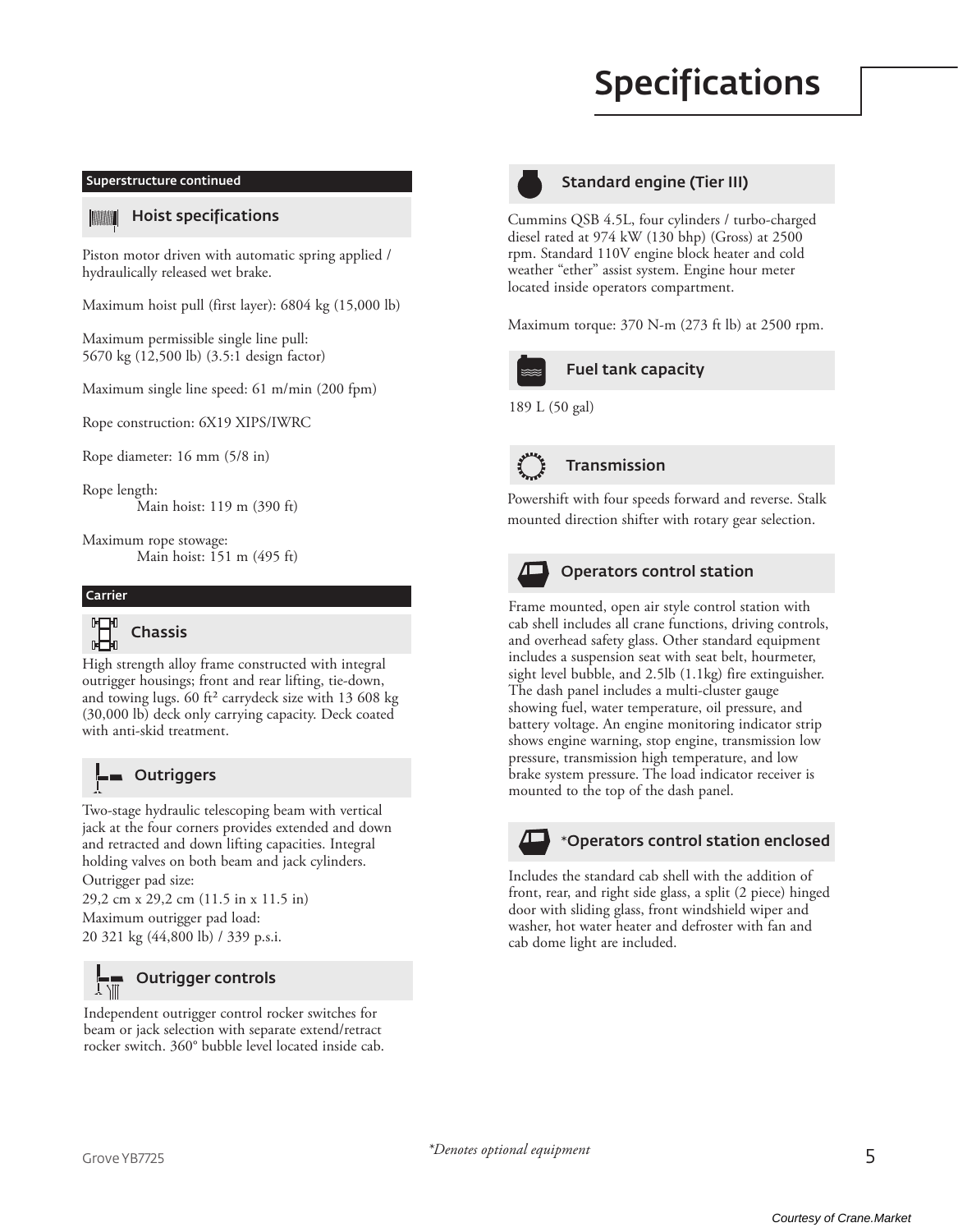# Specifications

## Superstructure continued

### Hoist specifications

Piston motor driven with automatic spring applied / hydraulically released wet brake.

Maximum hoist pull (first layer): 6804 kg (15,000 lb)

Maximum permissible single line pull:
5670 kg (12,500 lb) (3.5:1 design factor)

Maximum single line speed: 61 m/min (200 fpm)

Rope construction: 6X19 XIPS/IWRC

Rope diameter: 16 mm (5/8 in)

Rope length:
Main hoist: 119 m (390 ft)

Maximum rope stowage:
Main hoist: 151 m (495 ft)

## Carrier

### Chassis

High strength alloy frame constructed with integral outrigger housings; front and rear lifting, tie-down, and towing lugs. 60 ft² carrydeck size with 13 608 kg (30,000 lb) deck only carrying capacity. Deck coated with anti-skid treatment.

### Outriggers

Two-stage hydraulic telescoping beam with vertical jack at the four corners provides extended and down and retracted and down lifting capacities. Integral holding valves on both beam and jack cylinders.

Outrigger pad size:
29,2 cm x 29,2 cm (11.5 in x 11.5 in)

Maximum outrigger pad load:
20 321 kg (44,800 lb) / 339 p.s.i.

### Outrigger controls

Independent outrigger control rocker switches for beam or jack selection with separate extend/retract rocker switch. 360° bubble level located inside cab.

### Standard engine (Tier III)

Cummins QSB 4.5L, four cylinders / turbo-charged diesel rated at 974 kW (130 bhp) (Gross) at 2500 rpm. Standard 110V engine block heater and cold weather "ether" assist system. Engine hour meter located inside operators compartment.

Maximum torque: 370 N-m (273 ft lb) at 2500 rpm.

### Fuel tank capacity

189 L (50 gal)

### Transmission

Powershift with four speeds forward and reverse. Stalk mounted direction shifter with rotary gear selection.

### Operators control station

Frame mounted, open air style control station with cab shell includes all crane functions, driving controls, and overhead safety glass. Other standard equipment includes a suspension seat with seat belt, hourmeter, sight level bubble, and 2.5lb (1.1kg) fire extinguisher. The dash panel includes a multi-cluster gauge showing fuel, water temperature, oil pressure, and battery voltage. An engine monitoring indicator strip shows engine warning, stop engine, transmission low pressure, transmission high temperature, and low brake system pressure. The load indicator receiver is mounted to the top of the dash panel.

### *Operators control station enclosed

Includes the standard cab shell with the addition of front, rear, and right side glass, a split (2 piece) hinged door with sliding glass, front windshield wiper and washer, hot water heater and defroster with fan and cab dome light are included.

*\*Denotes optional equipment*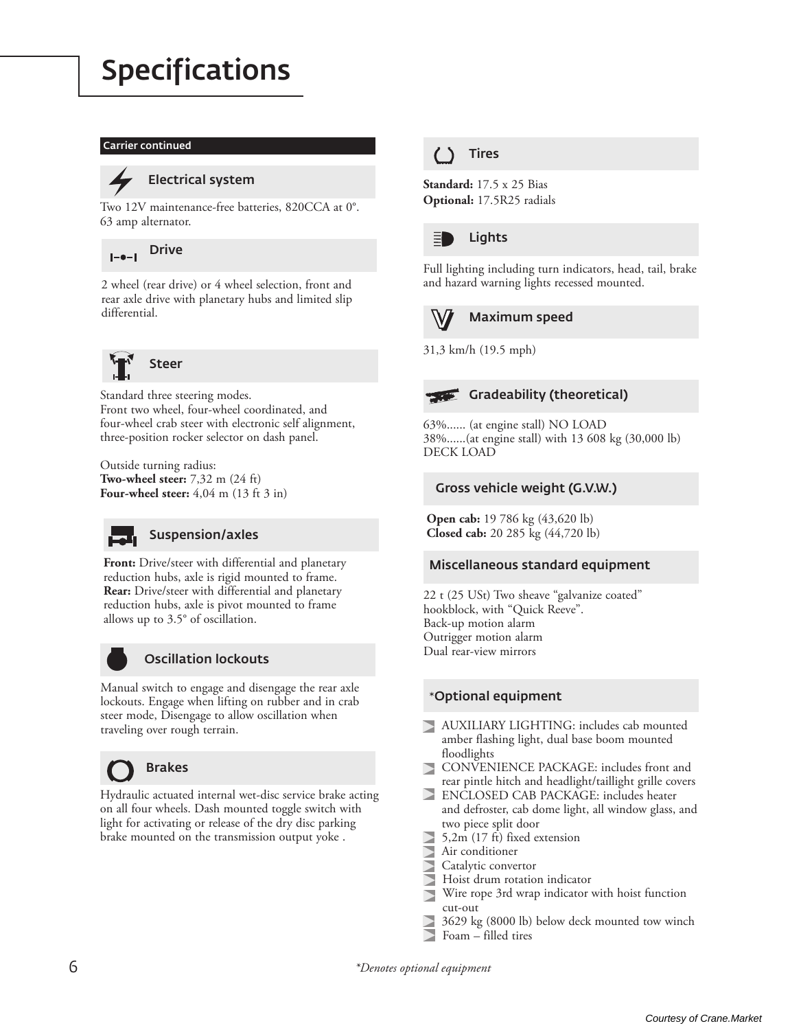# Specifications

## Carrier continued

### Electrical system

Two 12V maintenance-free batteries, 820CCA at 0°. 63 amp alternator.

### Drive

2 wheel (rear drive) or 4 wheel selection, front and rear axle drive with planetary hubs and limited slip differential.

### Steer

Standard three steering modes.
Front two wheel, four-wheel coordinated, and four-wheel crab steer with electronic self alignment, three-position rocker selector on dash panel.

Outside turning radius:
**Two-wheel steer:** 7,32 m (24 ft)
**Four-wheel steer:** 4,04 m (13 ft 3 in)

### Suspension/axles

**Front:** Drive/steer with differential and planetary reduction hubs, axle is rigid mounted to frame.
**Rear:** Drive/steer with differential and planetary reduction hubs, axle is pivot mounted to frame allows up to 3.5° of oscillation.

### Oscillation lockouts

Manual switch to engage and disengage the rear axle lockouts. Engage when lifting on rubber and in crab steer mode, Disengage to allow oscillation when traveling over rough terrain.

### Brakes

Hydraulic actuated internal wet-disc service brake acting on all four wheels. Dash mounted toggle switch with light for activating or release of the dry disc parking brake mounted on the transmission output yoke .

### Tires

**Standard:** 17.5 x 25 Bias
**Optional:** 17.5R25 radials

### Lights

Full lighting including turn indicators, head, tail, brake and hazard warning lights recessed mounted.

### Maximum speed

31,3 km/h (19.5 mph)

### Gradeability (theoretical)

63%...... (at engine stall) NO LOAD
38%......(at engine stall) with 13 608 kg (30,000 lb) DECK LOAD

### Gross vehicle weight (G.V.W.)

**Open cab:** 19 786 kg (43,620 lb)
**Closed cab:** 20 285 kg (44,720 lb)

### Miscellaneous standard equipment

22 t (25 USt) Two sheave "galvanize coated" hookblock, with "Quick Reeve".
Back-up motion alarm
Outrigger motion alarm
Dual rear-view mirrors

### *Optional equipment

- AUXILIARY LIGHTING: includes cab mounted amber flashing light, dual base boom mounted floodlights
- CONVENIENCE PACKAGE: includes front and rear pintle hitch and headlight/taillight grille covers
- ENCLOSED CAB PACKAGE: includes heater and defroster, cab dome light, all window glass, and two piece split door
- 5,2m (17 ft) fixed extension
- Air conditioner
- Catalytic convertor
- Hoist drum rotation indicator
- Wire rope 3rd wrap indicator with hoist function cut-out
- 3629 kg (8000 lb) below deck mounted tow winch
- Foam – filled tires

*\*Denotes optional equipment*

Courtesy of Crane.Market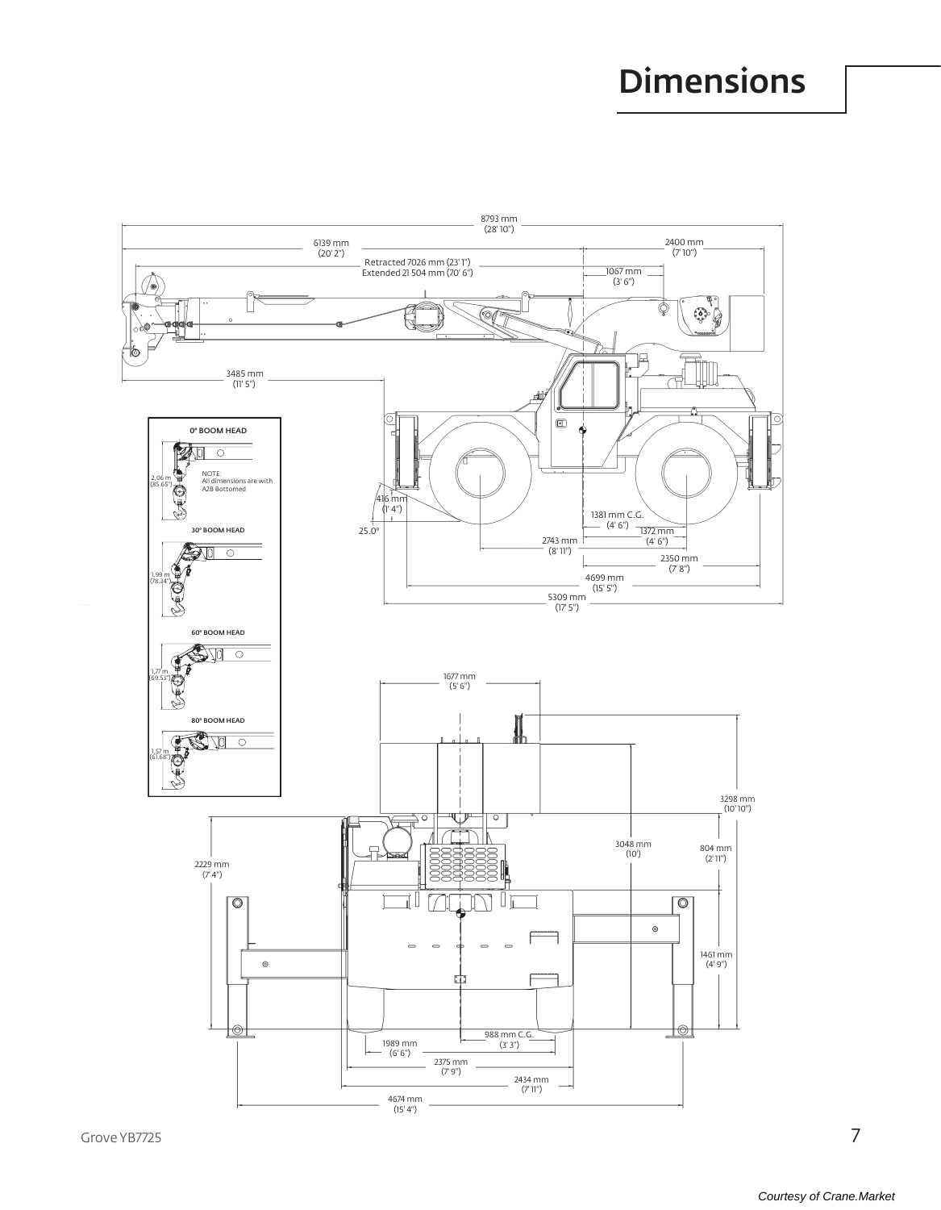# Dimensions

8793 mm
(28' 10")

6139 mm
(20' 2")

2400 mm
(7' 10")

Retracted 7026 mm (23' 1")
Extended 21 504 mm (70' 6")

1067 mm
(3' 6")

3485 mm
(11' 5")

**0° BOOM HEAD**

2,06 m
(85.65")

NOTE:
All dimensions are with A2B Bottomed

**30° BOOM HEAD**

1,99 m
(78.34")

**60° BOOM HEAD**

1,77 m
(69.53")

**80° BOOM HEAD**

1,57 m
(61.68")

416 mm
(1' 4")

25.0°

1381 mm C.G.
(4' 6")

1372 mm
(4' 6")

2743 mm
(8' 11")

2350 mm
(7' 8")

4699 mm
(15' 5")

5309 mm
(17' 5")

1677 mm
(5' 6")

3298 mm
(10' 10")

3048 mm
(10')

804 mm
(2' 11")

2229 mm
(7' 4")

1461 mm
(4' 9")

988 mm C.G.
(3' 3")

1989 mm
(6' 6")

2375 mm
(7' 9")

2434 mm
(7' 11")

4674 mm
(15' 4")

Grove YB7725

Courtesy of Crane.Market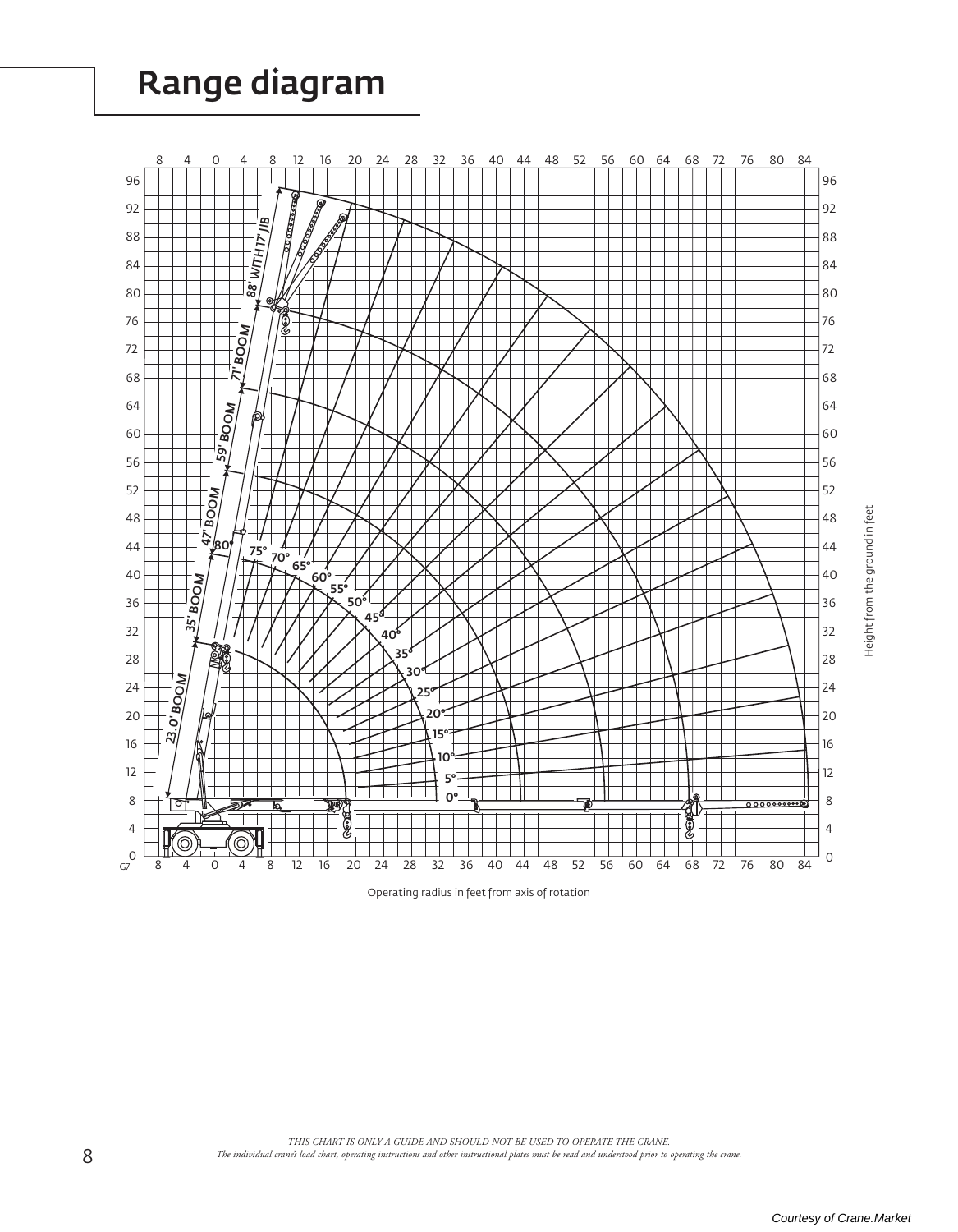# Range diagram

Operating radius in feet from axis of rotation

Height from the ground in feet

*THIS CHART IS ONLY A GUIDE AND SHOULD NOT BE USED TO OPERATE THE CRANE.*
*The individual crane's load chart, operating instructions and other instructional plates must be read and understood prior to operating the crane.*

Courtesy of Crane.Market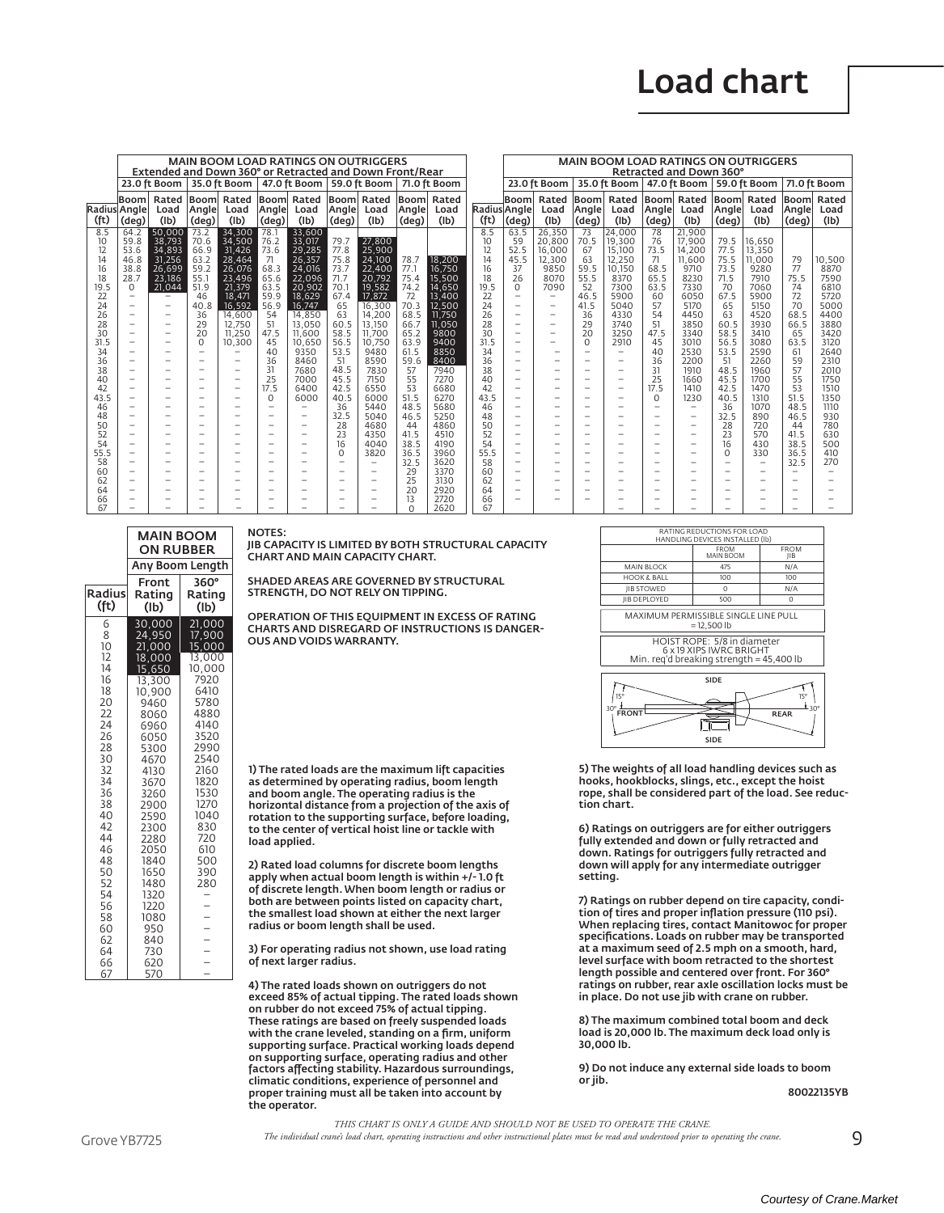# Load chart

| MAIN BOOM LOAD RATINGS ON OUTRIGGERS Extended and Down 360° or Retracted and Down Front/Rear | | | | | | | | | | |
|---|---|---|---|---|---|---|---|---|---|---|
| | 23.0 ft Boom | | 35.0 ft Boom | | 47.0 ft Boom | | 59.0 ft Boom | | 71.0 ft Boom | |
| Radius (ft) | Boom Angle (deg) | Rated Load (lb) | Boom Angle (deg) | Rated Load (lb) | Boom Angle (deg) | Rated Load (lb) | Boom Angle (deg) | Rated Load (lb) | Boom Angle (deg) | Rated Load (lb) |
| 8.5 | 64.2 | 50,000 | 73.2 | 34,300 | 78.1 | 33,600 | | | | |
| 10 | 59.8 | 38,793 | 70.6 | 34,500 | 76.2 | 33,017 | 79.7 | 27,800 | | |
| 12 | 53.6 | 34,893 | 66.9 | 31,426 | 73.6 | 29,285 | 77.8 | 25,900 | | |
| 14 | 46.8 | 31,256 | 63.2 | 28,464 | 71 | 26,357 | 75.8 | 24,100 | 78.7 | 18,200 |
| 16 | 38.8 | 26,699 | 59.2 | 26,076 | 68.3 | 24,016 | 73.7 | 22,400 | 77.1 | 16,750 |
| 18 | 28.7 | 23,186 | 55.1 | 23,496 | 65.6 | 22,096 | 71.7 | 20,792 | 75.4 | 15,500 |
| 19.5 | 0 | 21,044 | 51.9 | 21,379 | 63.5 | 20,902 | 70.1 | 19,582 | 74.2 | 14,650 |
| 22 | – | – | 46 | 18,471 | 59.9 | 18,629 | 67.4 | 17,872 | 72 | 13,400 |
| 24 | – | – | 40.8 | 16,592 | 56.9 | 16,747 | 65 | 16,300 | 70.3 | 12,500 |
| 26 | – | – | 36 | 14,600 | 54 | 14,850 | 63 | 14,200 | 68.5 | 11,750 |
| 28 | – | – | 29 | 12,750 | 51 | 13,050 | 60.5 | 13,150 | 66.7 | 11,050 |
| 30 | – | – | 20 | 11,250 | 47.5 | 11,600 | 58.5 | 11,700 | 65.2 | 9800 |
| 31.5 | – | – | 0 | 10,300 | 45 | 10,650 | 56.5 | 10,750 | 63.9 | 9400 |
| 34 | – | – | – | – | 40 | 9350 | 53.5 | 9480 | 61.5 | 8850 |
| 36 | – | – | – | – | 36 | 8460 | 51 | 8590 | 59.6 | 8400 |
| 38 | – | – | – | – | 31 | 7680 | 48.5 | 7830 | 57 | 7940 |
| 40 | – | – | – | – | 25 | 7000 | 45.5 | 7150 | 55 | 7270 |
| 42 | – | – | – | – | 17.5 | 6400 | 42.5 | 6550 | 53 | 6680 |
| 43.5 | – | – | – | – | 0 | 6000 | 40.5 | 6000 | 51.5 | 6270 |
| 46 | – | – | – | – | – | – | 36 | 5440 | 48.5 | 5680 |
| 48 | – | – | – | – | – | – | 32.5 | 5040 | 46.5 | 5250 |
| 50 | – | – | – | – | – | – | 28 | 4680 | 44 | 4860 |
| 52 | – | – | – | – | – | – | 23 | 4350 | 41.5 | 4510 |
| 54 | – | – | – | – | – | – | 16 | 4040 | 38.5 | 4190 |
| 55.5 | – | – | – | – | – | – | 0 | 3820 | 36.5 | 3960 |
| 58 | – | – | – | – | – | – | – | – | 32.5 | 3620 |
| 60 | – | – | – | – | – | – | – | – | 29 | 3370 |
| 62 | – | – | – | – | – | – | – | – | 25 | 3130 |
| 64 | – | – | – | – | – | – | – | – | 20 | 2920 |
| 66 | – | – | – | – | – | – | – | – | 13 | 2720 |
| 67 | – | – | – | – | – | – | – | – | 0 | 2620 |

| MAIN BOOM LOAD RATINGS ON OUTRIGGERS Retracted and Down 360° | | | | | | | | | | |
|---|---|---|---|---|---|---|---|---|---|---|
| | 23.0 ft Boom | | 35.0 ft Boom | | 47.0 ft Boom | | 59.0 ft Boom | | 71.0 ft Boom | |
| Radius (ft) | Boom Angle (deg) | Rated Load (lb) | Boom Angle (deg) | Rated Load (lb) | Boom Angle (deg) | Rated Load (lb) | Boom Angle (deg) | Rated Load (lb) | Boom Angle (deg) | Rated Load (lb) |
| 8.5 | 63.5 | 26,350 | 73 | 24,000 | 78 | 21,900 | | | | |
| 10 | 59 | 20,800 | 70.5 | 19,300 | 76 | 17,900 | 79.5 | 16,650 | | |
| 12 | 52.5 | 16,000 | 67 | 15,100 | 73.5 | 14,200 | 77.5 | 13,350 | | |
| 14 | 45.5 | 12,300 | 63 | 12,250 | 71 | 11,600 | 75.5 | 11,000 | 79 | 10,500 |
| 16 | 37 | 9850 | 59.5 | 10,150 | 68.5 | 9710 | 73.5 | 9280 | 77 | 8870 |
| 18 | 26 | 8070 | 55.5 | 8370 | 65.5 | 8230 | 71.5 | 7910 | 75.5 | 7590 |
| 19.5 | 0 | 7090 | 52 | 7300 | 63.5 | 7330 | 70 | 7060 | 74 | 6810 |
| 22 | – | – | 46.5 | 5900 | 60 | 6050 | 67.5 | 5900 | 72 | 5720 |
| 24 | – | – | 41.5 | 5040 | 57 | 5170 | 65 | 5150 | 70 | 5000 |
| 26 | – | – | 36 | 4330 | 54 | 4450 | 63 | 4520 | 68.5 | 4400 |
| 28 | – | – | 29 | 3740 | 51 | 3850 | 60.5 | 3930 | 66.5 | 3880 |
| 30 | – | – | 20 | 3250 | 47.5 | 3340 | 58.5 | 3410 | 65 | 3420 |
| 31.5 | – | – | 0 | 2910 | 45 | 3010 | 56.5 | 3080 | 63.5 | 3120 |
| 34 | – | – | – | – | 40 | 2530 | 53.5 | 2590 | 61 | 2640 |
| 36 | – | – | – | – | 36 | 2200 | 51 | 2260 | 59 | 2310 |
| 38 | – | – | – | – | 31 | 1910 | 48.5 | 1960 | 57 | 2010 |
| 40 | – | – | – | – | 25 | 1660 | 45.5 | 1700 | 55 | 1750 |
| 42 | – | – | – | – | 17.5 | 1410 | 42.5 | 1470 | 53 | 1510 |
| 43.5 | – | – | – | – | 0 | 1230 | 40.5 | 1310 | 51.5 | 1350 |
| 46 | – | – | – | – | – | – | 36 | 1070 | 48.5 | 1110 |
| 48 | – | – | – | – | – | – | 32.5 | 890 | 46.5 | 930 |
| 50 | – | – | – | – | – | – | 28 | 720 | 44 | 780 |
| 52 | – | – | – | – | – | – | 23 | 570 | 41.5 | 630 |
| 54 | – | – | – | – | – | – | 16 | 430 | 38.5 | 500 |
| 55.5 | – | – | – | – | – | – | 0 | 330 | 36.5 | 410 |
| 58 | – | – | – | – | – | – | – | – | 32.5 | 270 |
| 60 | – | – | – | – | – | – | – | – | – | – |
| 62 | – | – | – | – | – | – | – | – | – | – |
| 64 | – | – | – | – | – | – | – | – | – | – |
| 66 | – | – | – | – | – | – | – | – | – | – |
| 67 | – | – | – | – | – | – | – | – | – | – |

| | MAIN BOOM ON RUBBER | |
|---|---|---|
| | Any Boom Length | |
| Radius (ft) | Front Rating (lb) | 360° Rating (lb) |
| 6 | 30,000 | 21,000 |
| 8 | 24,950 | 17,900 |
| 10 | 21,000 | 15,000 |
| 12 | 18,000 | 13,000 |
| 14 | 15,650 | 10,000 |
| 16 | 13,300 | 7920 |
| 18 | 10,900 | 6410 |
| 20 | 9460 | 5780 |
| 22 | 8060 | 4880 |
| 24 | 6960 | 4140 |
| 26 | 6050 | 3520 |
| 28 | 5300 | 2990 |
| 30 | 4670 | 2540 |
| 32 | 4130 | 2160 |
| 34 | 3670 | 1820 |
| 36 | 3260 | 1530 |
| 38 | 2900 | 1270 |
| 40 | 2590 | 1040 |
| 42 | 2300 | 830 |
| 44 | 2280 | 720 |
| 46 | 2050 | 610 |
| 48 | 1840 | 500 |
| 50 | 1650 | 390 |
| 52 | 1480 | 280 |
| 54 | 1320 | – |
| 56 | 1220 | – |
| 58 | 1080 | – |
| 60 | 950 | – |
| 62 | 840 | – |
| 64 | 730 | – |
| 66 | 620 | – |
| 67 | 570 | – |

**NOTES:**

**JIB CAPACITY IS LIMITED BY BOTH STRUCTURAL CAPACITY CHART AND MAIN CAPACITY CHART.**

**SHADED AREAS ARE GOVERNED BY STRUCTURAL STRENGTH, DO NOT RELY ON TIPPING.**

**OPERATION OF THIS EQUIPMENT IN EXCESS OF RATING CHARTS AND DISREGARD OF INSTRUCTIONS IS DANGEROUS AND VOIDS WARRANTY.**

| RATING REDUCTIONS FOR LOAD HANDLING DEVICES INSTALLED (lb) | | |
|---|---|---|
| | FROM MAIN BOOM | FROM JIB |
| MAIN BLOCK | 475 | N/A |
| HOOK & BALL | 100 | 100 |
| JIB STOWED | 0 | N/A |
| JIB DEPLOYED | 500 | 0 |

MAXIMUM PERMISSIBLE SINGLE LINE PULL = 12,500 lb

HOIST ROPE: 5/8 in diameter 6 x 19 XIPS IWRC BRIGHT Min. req'd breaking strength = 45,400 lb

SIDE / FRONT / REAR / SIDE — 15°, 30°, 15°, 30°

1) The rated loads are the maximum lift capacities as determined by operating radius, boom length and boom angle. The operating radius is the horizontal distance from a projection of the axis of rotation to the supporting surface, before loading, to the center of vertical hoist line or tackle with load applied.

2) Rated load columns for discrete boom lengths apply when actual boom length is within +/- 1.0 ft of discrete length. When boom length or radius or both are between points listed on capacity chart, the smallest load shown at either the next larger radius or boom length shall be used.

3) For operating radius not shown, use load rating of next larger radius.

4) The rated loads shown on outriggers do not exceed 85% of actual tipping. The rated loads shown on rubber do not exceed 75% of actual tipping. These ratings are based on freely suspended loads with the crane leveled, standing on a firm, uniform supporting surface. Practical working loads depend on supporting surface, operating radius and other factors affecting stability. Hazardous surroundings, climatic conditions, experience of personnel and proper training must all be taken into account by the operator.

5) The weights of all load handling devices such as hooks, hookblocks, slings, etc., except the hoist rope, shall be considered part of the load. See reduction chart.

6) Ratings on outriggers are for either outriggers fully extended and down or fully retracted and down. Ratings for outriggers fully retracted and down will apply for any intermediate outrigger setting.

7) Ratings on rubber depend on tire capacity, condition of tires and proper inflation pressure (110 psi). When replacing tires, contact Manitowoc for proper specifications. Loads on rubber may be transported at a maximum seed of 2.5 mph on a smooth, hard, level surface with boom retracted to the shortest length possible and centered over front. For 360° ratings on rubber, rear axle oscillation locks must be in place. Do not use jib with crane on rubber.

8) The maximum combined total boom and deck load is 20,000 lb. The maximum deck load only is 30,000 lb.

9) Do not induce any external side loads to boom or jib.

80022135YB

*THIS CHART IS ONLY A GUIDE AND SHOULD NOT BE USED TO OPERATE THE CRANE.*
*The individual crane's load chart, operating instructions and other instructional plates must be read and understood prior to operating the crane.*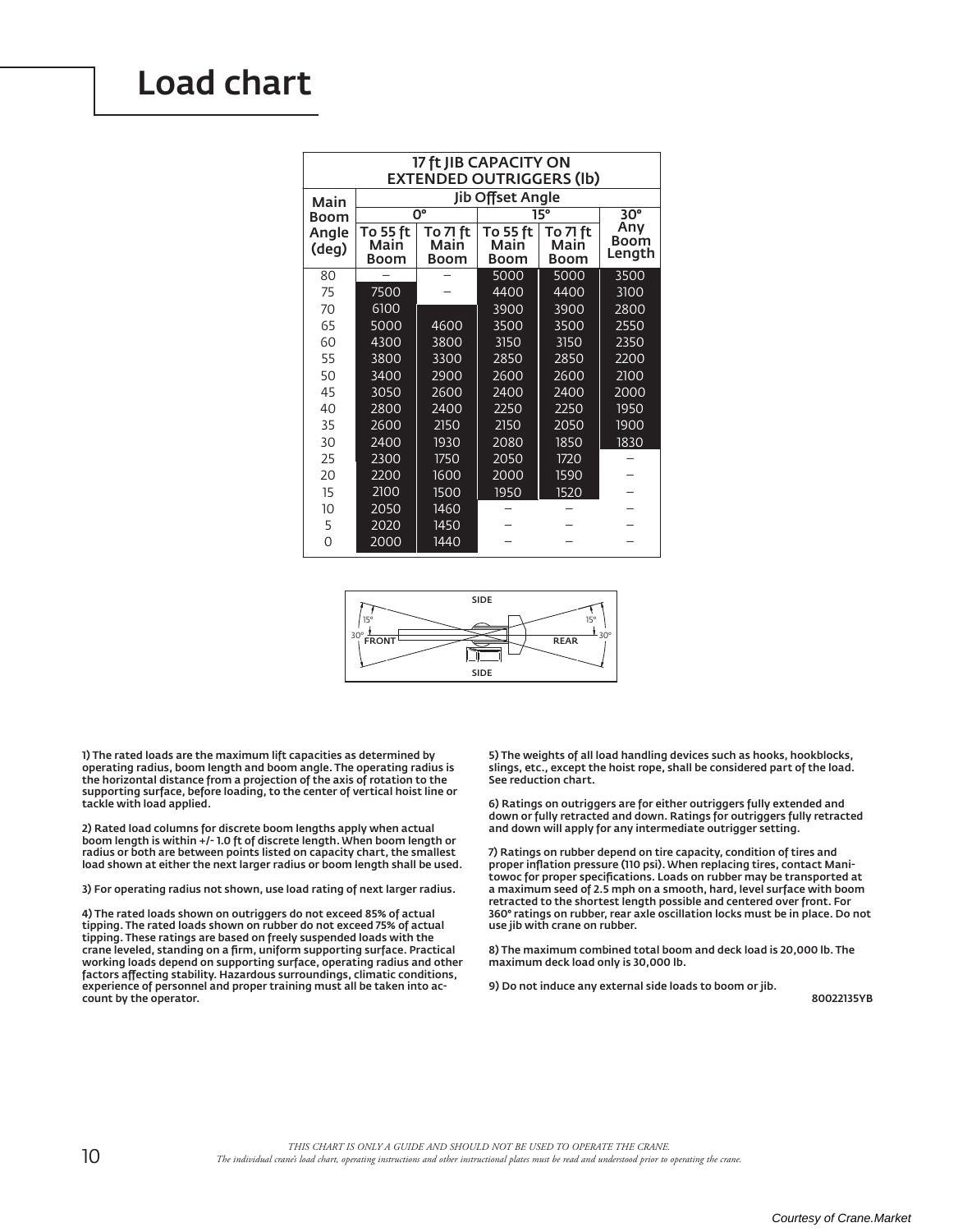# Load chart

| 17 ft JIB CAPACITY ON EXTENDED OUTRIGGERS (lb) | | | | | |
|---|---|---|---|---|---|
| Main Boom Angle (deg) | Jib Offset Angle | | | | |
| | 0° | | 15° | | 30° |
| | To 55 ft Main Boom | To 71 ft Main Boom | To 55 ft Main Boom | To 71 ft Main Boom | Any Boom Length |
| 80 | – | – | 5000 | 5000 | 3500 |
| 75 | 7500 | – | 4400 | 4400 | 3100 |
| 70 | 6100 | | 3900 | 3900 | 2800 |
| 65 | 5000 | 4600 | 3500 | 3500 | 2550 |
| 60 | 4300 | 3800 | 3150 | 3150 | 2350 |
| 55 | 3800 | 3300 | 2850 | 2850 | 2200 |
| 50 | 3400 | 2900 | 2600 | 2600 | 2100 |
| 45 | 3050 | 2600 | 2400 | 2400 | 2000 |
| 40 | 2800 | 2400 | 2250 | 2250 | 1950 |
| 35 | 2600 | 2150 | 2150 | 2050 | 1900 |
| 30 | 2400 | 1930 | 2080 | 1850 | 1830 |
| 25 | 2300 | 1750 | 2050 | 1720 | – |
| 20 | 2200 | 1600 | 2000 | 1590 | – |
| 15 | 2100 | 1500 | 1950 | 1520 | – |
| 10 | 2050 | 1460 | – | – | – |
| 5 | 2020 | 1450 | – | – | – |
| 0 | 2000 | 1440 | – | – | – |

SIDE

15° 15°

30° FRONT REAR 30°

SIDE

**1) The rated loads are the maximum lift capacities as determined by operating radius, boom length and boom angle. The operating radius is the horizontal distance from a projection of the axis of rotation to the supporting surface, before loading, to the center of vertical hoist line or tackle with load applied.**

**2) Rated load columns for discrete boom lengths apply when actual boom length is within +/- 1.0 ft of discrete length. When boom length or radius or both are between points listed on capacity chart, the smallest load shown at either the next larger radius or boom length shall be used.**

**3) For operating radius not shown, use load rating of next larger radius.**

**4) The rated loads shown on outriggers do not exceed 85% of actual tipping. The rated loads shown on rubber do not exceed 75% of actual tipping. These ratings are based on freely suspended loads with the crane leveled, standing on a firm, uniform supporting surface. Practical working loads depend on supporting surface, operating radius and other factors affecting stability. Hazardous surroundings, climatic conditions, experience of personnel and proper training must all be taken into account by the operator.**

**5) The weights of all load handling devices such as hooks, hookblocks, slings, etc., except the hoist rope, shall be considered part of the load. See reduction chart.**

**6) Ratings on outriggers are for either outriggers fully extended and down or fully retracted and down. Ratings for outriggers fully retracted and down will apply for any intermediate outrigger setting.**

**7) Ratings on rubber depend on tire capacity, condition of tires and proper inflation pressure (110 psi). When replacing tires, contact Manitowoc for proper specifications. Loads on rubber may be transported at a maximum seed of 2.5 mph on a smooth, hard, level surface with boom retracted to the shortest length possible and centered over front. For 360° ratings on rubber, rear axle oscillation locks must be in place. Do not use jib with crane on rubber.**

**8) The maximum combined total boom and deck load is 20,000 lb. The maximum deck load only is 30,000 lb.**

**9) Do not induce any external side loads to boom or jib.**

**80022135YB**

*THIS CHART IS ONLY A GUIDE AND SHOULD NOT BE USED TO OPERATE THE CRANE.*
*The individual crane's load chart, operating instructions and other instructional plates must be read and understood prior to operating the crane.*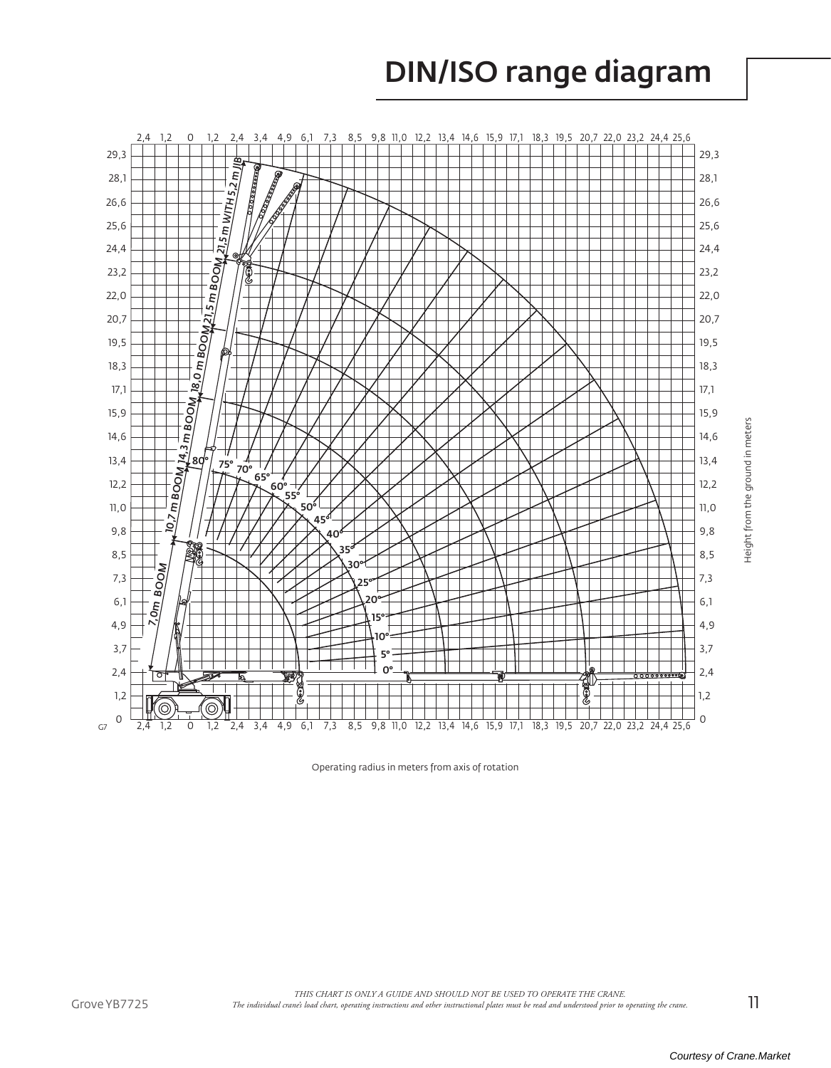# DIN/ISO range diagram

Operating radius in meters from axis of rotation

Height from the ground in meters

*THIS CHART IS ONLY A GUIDE AND SHOULD NOT BE USED TO OPERATE THE CRANE.*
*The individual crane's load chart, operating instructions and other instructional plates must be read and understood prior to operating the crane.*

Courtesy of Crane.Market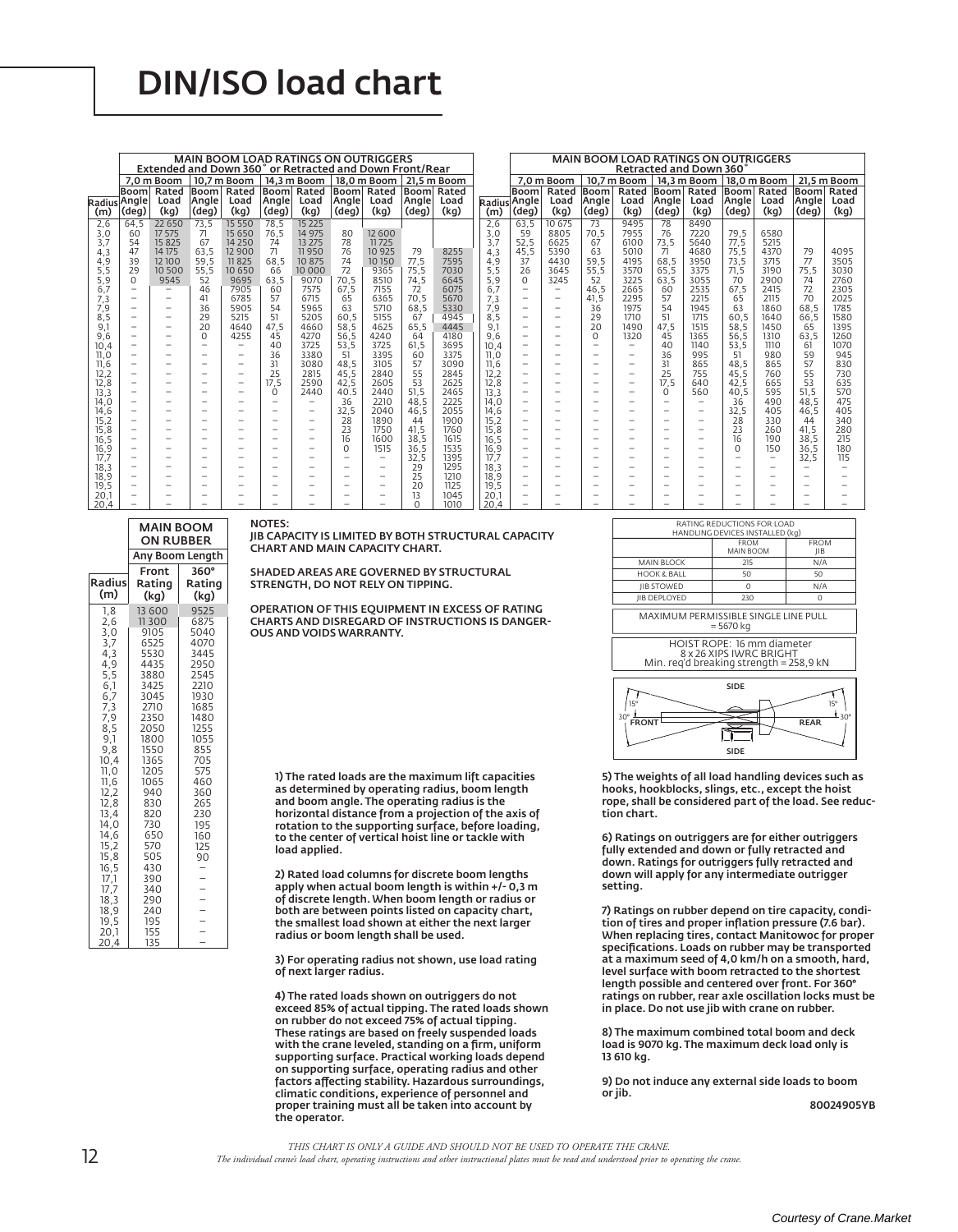# DIN/ISO load chart

| | MAIN BOOM LOAD RATINGS ON OUTRIGGERS Extended and Down 360° or Retracted and Down Front/Rear | | | | | | | | | |
|---|---|---|---|---|---|---|---|---|---|---|
| | 7,0 m Boom | | 10,7 m Boom | | 14,3 m Boom | | 18,0 m Boom | | 21,5 m Boom | |
| Radius (m) | Boom Angle (deg) | Rated Load (kg) | Boom Angle (deg) | Rated Load (kg) | Boom Angle (deg) | Rated Load (kg) | Boom Angle (deg) | Rated Load (kg) | Boom Angle (deg) | Rated Load (kg) |
| 2,6 | 64,5 | 22 650 | 73,5 | 15 550 | 78,5 | 15 225 | | | | |
| 3,0 | 60 | 17 575 | 71 | 15 650 | 76,5 | 14 975 | 80 | 12 600 | | |
| 3,7 | 54 | 15 825 | 67 | 14 250 | 74 | 13 275 | 78 | 11 725 | | |
| 4,3 | 47 | 14 175 | 63,5 | 12 900 | 71 | 11 950 | 76 | 10 925 | 79 | 8255 |
| 4,9 | 39 | 12 100 | 59,5 | 11 825 | 68,5 | 10 875 | 74 | 10 150 | 77,5 | 7595 |
| 5,5 | 29 | 10 500 | 55,5 | 10 650 | 66 | 10 000 | 72 | 9365 | 75,5 | 7030 |
| 5,9 | 0 | 9545 | 52 | 9695 | 63,5 | 9070 | 70,5 | 8510 | 74,5 | 6645 |
| 6,7 | – | – | 46 | 7905 | 60 | 7575 | 67,5 | 7155 | 72 | 6075 |
| 7,3 | – | – | 41 | 6785 | 57 | 6715 | 65 | 6365 | 70,5 | 5670 |
| 7,9 | – | – | 36 | 5905 | 54 | 5965 | 63 | 5710 | 68,5 | 5330 |
| 8,5 | – | – | 29 | 5215 | 51 | 5205 | 60,5 | 5155 | 67 | 4945 |
| 9,1 | – | – | 20 | 4640 | 47,5 | 4660 | 58,5 | 4625 | 65,5 | 4445 |
| 9,6 | – | – | 0 | 4255 | 45 | 4270 | 56,5 | 4240 | 64 | 4180 |
| 10,4 | – | – | – | – | 40 | 3725 | 53,5 | 3725 | 61,5 | 3695 |
| 11,0 | – | – | – | – | 36 | 3380 | 51 | 3395 | 60 | 3375 |
| 11,6 | – | – | – | – | 31 | 3080 | 48,5 | 3105 | 57 | 3090 |
| 12,2 | – | – | – | – | 25 | 2815 | 45,5 | 2840 | 55 | 2845 |
| 12,8 | – | – | – | – | 17,5 | 2590 | 42,5 | 2605 | 53 | 2625 |
| 13,3 | – | – | – | – | 0 | 2440 | 40,5 | 2440 | 51,5 | 2465 |
| 14,0 | – | – | – | – | – | – | 36 | 2210 | 48,5 | 2225 |
| 14,6 | – | – | – | – | – | – | 32,5 | 2040 | 46,5 | 2055 |
| 15,2 | – | – | – | – | – | – | 28 | 1890 | 44 | 1900 |
| 15,8 | – | – | – | – | – | – | 23 | 1750 | 41,5 | 1760 |
| 16,5 | – | – | – | – | – | – | 16 | 1600 | 38,5 | 1615 |
| 16,9 | – | – | – | – | – | – | 0 | 1515 | 36,5 | 1535 |
| 17,7 | – | – | – | – | – | – | – | – | 32,5 | 1395 |
| 18,3 | – | – | – | – | – | – | – | – | 29 | 1295 |
| 18,9 | – | – | – | – | – | – | – | – | 25 | 1210 |
| 19,5 | – | – | – | – | – | – | – | – | 20 | 1125 |
| 20,1 | – | – | – | – | – | – | – | – | 13 | 1045 |
| 20,4 | – | – | – | – | – | – | – | – | 0 | 1010 |

| | MAIN BOOM LOAD RATINGS ON OUTRIGGERS Retracted and Down 360° | | | | | | | | | |
|---|---|---|---|---|---|---|---|---|---|---|
| | 7,0 m Boom | | 10,7 m Boom | | 14,3 m Boom | | 18,0 m Boom | | 21,5 m Boom | |
| Radius (m) | Boom Angle (deg) | Rated Load (kg) | Boom Angle (deg) | Rated Load (kg) | Boom Angle (deg) | Rated Load (kg) | Boom Angle (deg) | Rated Load (kg) | Boom Angle (deg) | Rated Load (kg) |
| 2,6 | 63,5 | 10 675 | 73 | 9495 | 78 | 8490 | | | | |
| 3,0 | 59 | 8805 | 70,5 | 7955 | 76 | 7220 | 79,5 | 6580 | | |
| 3,7 | 52,5 | 6625 | 67 | 6100 | 73,5 | 5640 | 77,5 | 5215 | | |
| 4,3 | 45,5 | 5390 | 63 | 5010 | 71 | 4680 | 75,5 | 4370 | 79 | 4095 |
| 4,9 | 37 | 4430 | 59,5 | 4195 | 68,5 | 3950 | 73,5 | 3715 | 77 | 3505 |
| 5,5 | 26 | 3645 | 55,5 | 3570 | 65,5 | 3375 | 71,5 | 3190 | 75,5 | 3030 |
| 5,9 | 0 | 3245 | 52 | 3225 | 63,5 | 3055 | 70 | 2900 | 74 | 2760 |
| 6,7 | – | – | 46,5 | 2665 | 60 | 2535 | 67,5 | 2415 | 72 | 2305 |
| 7,3 | – | – | 41,5 | 2295 | 57 | 2215 | 65 | 2115 | 70 | 2025 |
| 7,9 | – | – | 36 | 1975 | 54 | 1945 | 63 | 1860 | 68,5 | 1785 |
| 8,5 | – | – | 29 | 1710 | 51 | 1715 | 60,5 | 1640 | 66,5 | 1580 |
| 9,1 | – | – | 20 | 1490 | 47,5 | 1515 | 58,5 | 1450 | 65 | 1395 |
| 9,6 | – | – | 0 | 1320 | 45 | 1365 | 56,5 | 1310 | 63,5 | 1260 |
| 10,4 | – | – | – | – | 40 | 1140 | 53,5 | 1110 | 61 | 1070 |
| 11,0 | – | – | – | – | 36 | 995 | 51 | 980 | 59 | 945 |
| 11,6 | – | – | – | – | 31 | 865 | 48,5 | 865 | 57 | 830 |
| 12,2 | – | – | – | – | 25 | 755 | 45,5 | 760 | 55 | 730 |
| 12,8 | – | – | – | – | 17,5 | 640 | 42,5 | 665 | 53 | 635 |
| 13,3 | – | – | – | – | 0 | 560 | 40,5 | 595 | 51,5 | 570 |
| 14,0 | – | – | – | – | – | – | 36 | 490 | 48,5 | 475 |
| 14,6 | – | – | – | – | – | – | 32,5 | 405 | 46,5 | 405 |
| 15,2 | – | – | – | – | – | – | 28 | 330 | 44 | 340 |
| 15,8 | – | – | – | – | – | – | 23 | 260 | 41,5 | 280 |
| 16,5 | – | – | – | – | – | – | 16 | 190 | 38,5 | 215 |
| 16,9 | – | – | – | – | – | – | 0 | 150 | 36,5 | 180 |
| 17,7 | – | – | – | – | – | – | – | – | 32,5 | 115 |
| 18,3 | – | – | – | – | – | – | – | – | – | – |
| 18,9 | – | – | – | – | – | – | – | – | – | – |
| 19,5 | – | – | – | – | – | – | – | – | – | – |
| 20,1 | – | – | – | – | – | – | – | – | – | – |
| 20,4 | – | – | – | – | – | – | – | – | – | – |

| | MAIN BOOM ON RUBBER | |
|---|---|---|
| | Any Boom Length | |
| Radius (m) | Front Rating (kg) | 360° Rating (kg) |
| 1,8 | 13 600 | 9525 |
| 2,6 | 11 300 | 6875 |
| 3,0 | 9105 | 5040 |
| 3,7 | 6525 | 4070 |
| 4,3 | 5530 | 3445 |
| 4,9 | 4435 | 2950 |
| 5,5 | 3880 | 2545 |
| 6,1 | 3425 | 2210 |
| 6,7 | 3045 | 1930 |
| 7,3 | 2710 | 1685 |
| 7,9 | 2350 | 1480 |
| 8,5 | 2050 | 1255 |
| 9,1 | 1800 | 1055 |
| 9,8 | 1550 | 855 |
| 10,4 | 1365 | 705 |
| 11,0 | 1205 | 575 |
| 11,6 | 1065 | 460 |
| 12,2 | 940 | 360 |
| 12,8 | 830 | 265 |
| 13,4 | 820 | 230 |
| 14,0 | 730 | 195 |
| 14,6 | 650 | 160 |
| 15,2 | 570 | 125 |
| 15,8 | 505 | 90 |
| 16,5 | 430 | – |
| 17,1 | 390 | – |
| 17,7 | 340 | – |
| 18,3 | 290 | – |
| 18,9 | 240 | – |
| 19,5 | 195 | – |
| 20,1 | 155 | – |
| 20,4 | 135 | – |

NOTES:
JIB CAPACITY IS LIMITED BY BOTH STRUCTURAL CAPACITY CHART AND MAIN CAPACITY CHART.

SHADED AREAS ARE GOVERNED BY STRUCTURAL STRENGTH, DO NOT RELY ON TIPPING.

OPERATION OF THIS EQUIPMENT IN EXCESS OF RATING CHARTS AND DISREGARD OF INSTRUCTIONS IS DANGEROUS AND VOIDS WARRANTY.

| RATING REDUCTIONS FOR LOAD HANDLING DEVICES INSTALLED (kg) | FROM MAIN BOOM | FROM JIB |
|---|---|---|
| MAIN BLOCK | 215 | N/A |
| HOOK & BALL | 50 | 50 |
| JIB STOWED | 0 | N/A |
| JIB DEPLOYED | 230 | 0 |

MAXIMUM PERMISSIBLE SINGLE LINE PULL = 5670 kg

HOIST ROPE: 16 mm diameter 8 x 26 XIPS IWRC BRIGHT Min. req'd breaking strength = 258,9 kN

SIDE — 15° — 30° — FRONT — REAR — SIDE

1) The rated loads are the maximum lift capacities as determined by operating radius, boom length and boom angle. The operating radius is the horizontal distance from a projection of the axis of rotation to the supporting surface, before loading, to the center of vertical hoist line or tackle with load applied.

2) Rated load columns for discrete boom lengths apply when actual boom length is within +/- 0,3 m of discrete length. When boom length or radius or both are between points listed on capacity chart, the smallest load shown at either the next larger radius or boom length shall be used.

3) For operating radius not shown, use load rating of next larger radius.

4) The rated loads shown on outriggers do not exceed 85% of actual tipping. The rated loads shown on rubber do not exceed 75% of actual tipping. These ratings are based on freely suspended loads with the crane leveled, standing on a firm, uniform supporting surface. Practical working loads depend on supporting surface, operating radius and other factors affecting stability. Hazardous surroundings, climatic conditions, experience of personnel and proper training must all be taken into account by the operator.

5) The weights of all load handling devices such as hooks, hookblocks, slings, etc., except the hoist rope, shall be considered part of the load. See reduction chart.

6) Ratings on outriggers are for either outriggers fully extended and down or fully retracted and down. Ratings for outriggers fully retracted and down will apply for any intermediate outrigger setting.

7) Ratings on rubber depend on tire capacity, condition of tires and proper inflation pressure (7.6 bar). When replacing tires, contact Manitowoc for proper specifications. Loads on rubber may be transported at a maximum seed of 4,0 km/h on a smooth, hard, level surface with boom retracted to the shortest length possible and centered over front. For 360° ratings on rubber, rear axle oscillation locks must be in place. Do not use jib with crane on rubber.

8) The maximum combined total boom and deck load is 9070 kg. The maximum deck load only is 13 610 kg.

9) Do not induce any external side loads to boom or jib.

80024905YB

*THIS CHART IS ONLY A GUIDE AND SHOULD NOT BE USED TO OPERATE THE CRANE.*
*The individual crane's load chart, operating instructions and other instructional plates must be read and understood prior to operating the crane.*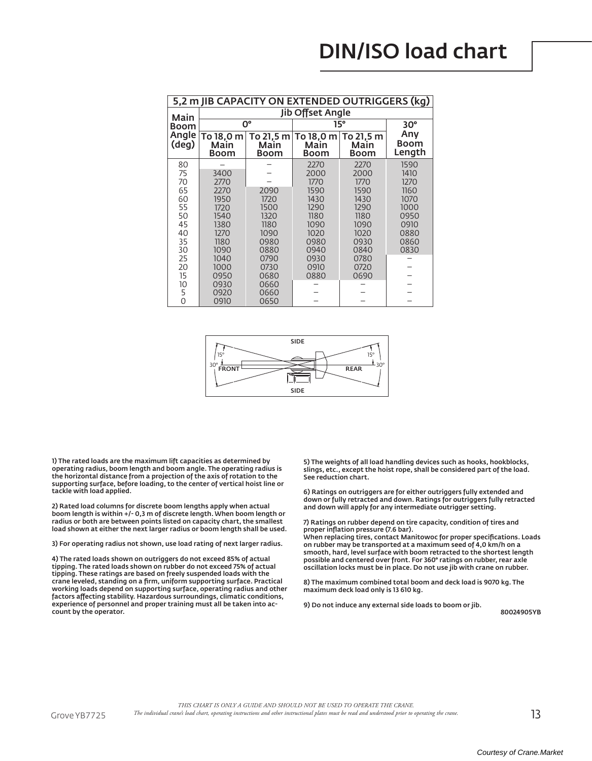# DIN/ISO load chart

| 5,2 m JIB CAPACITY ON EXTENDED OUTRIGGERS (kg) | | | | | |
|---|---|---|---|---|---|
| Main Boom Angle (deg) | Jib Offset Angle | | | | |
| | 0° | | 15° | | 30° |
| | To 18,0 m Main Boom | To 21,5 m Main Boom | To 18,0 m Main Boom | To 21,5 m Main Boom | Any Boom Length |
| 80 | – | – | 2270 | 2270 | 1590 |
| 75 | 3400 | – | 2000 | 2000 | 1410 |
| 70 | 2770 | – | 1770 | 1770 | 1270 |
| 65 | 2270 | 2090 | 1590 | 1590 | 1160 |
| 60 | 1950 | 1720 | 1430 | 1430 | 1070 |
| 55 | 1720 | 1500 | 1290 | 1290 | 1000 |
| 50 | 1540 | 1320 | 1180 | 1180 | 0950 |
| 45 | 1380 | 1180 | 1090 | 1090 | 0910 |
| 40 | 1270 | 1090 | 1020 | 1020 | 0880 |
| 35 | 1180 | 0980 | 0980 | 0930 | 0860 |
| 30 | 1090 | 0880 | 0940 | 0840 | 0830 |
| 25 | 1040 | 0790 | 0930 | 0780 | – |
| 20 | 1000 | 0730 | 0910 | 0720 | – |
| 15 | 0950 | 0680 | 0880 | 0690 | – |
| 10 | 0930 | 0660 | – | – | – |
| 5 | 0920 | 0660 | – | – | – |
| 0 | 0910 | 0650 | – | – | – |

SIDE

15° 30° FRONT REAR 15° 30°

SIDE

1) The rated loads are the maximum lift capacities as determined by operating radius, boom length and boom angle. The operating radius is the horizontal distance from a projection of the axis of rotation to the supporting surface, before loading, to the center of vertical hoist line or tackle with load applied.

2) Rated load columns for discrete boom lengths apply when actual boom length is within +/- 0,3 m of discrete length. When boom length or radius or both are between points listed on capacity chart, the smallest load shown at either the next larger radius or boom length shall be used.

3) For operating radius not shown, use load rating of next larger radius.

4) The rated loads shown on outriggers do not exceed 85% of actual tipping. The rated loads shown on rubber do not exceed 75% of actual tipping. These ratings are based on freely suspended loads with the crane leveled, standing on a firm, uniform supporting surface. Practical working loads depend on supporting surface, operating radius and other factors affecting stability. Hazardous surroundings, climatic conditions, experience of personnel and proper training must all be taken into account by the operator.

5) The weights of all load handling devices such as hooks, hookblocks, slings, etc., except the hoist rope, shall be considered part of the load. See reduction chart.

6) Ratings on outriggers are for either outriggers fully extended and down or fully retracted and down. Ratings for outriggers fully retracted and down will apply for any intermediate outrigger setting.

7) Ratings on rubber depend on tire capacity, condition of tires and proper inflation pressure (7.6 bar).
When replacing tires, contact Manitowoc for proper specifications. Loads on rubber may be transported at a maximum seed of 4,0 km/h on a smooth, hard, level surface with boom retracted to the shortest length possible and centered over front. For 360° ratings on rubber, rear axle oscillation locks must be in place. Do not use jib with crane on rubber.

8) The maximum combined total boom and deck load is 9070 kg. The maximum deck load only is 13 610 kg.

9) Do not induce any external side loads to boom or jib.

80024905YB

*THIS CHART IS ONLY A GUIDE AND SHOULD NOT BE USED TO OPERATE THE CRANE.*
*The individual crane's load chart, operating instructions and other instructional plates must be read and understood prior to operating the crane.*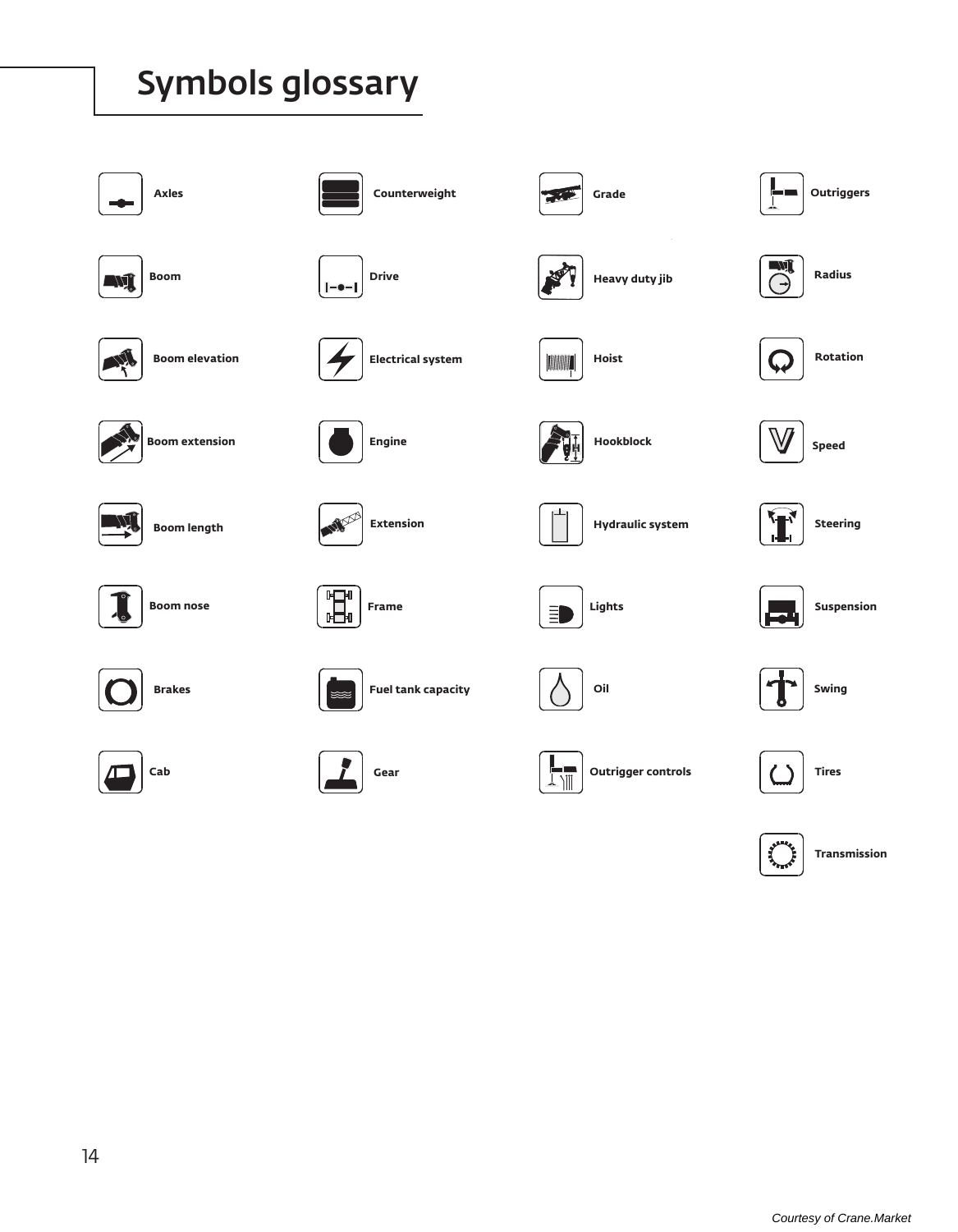# Symbols glossary

- Axles
- Boom
- Boom elevation
- Boom extension
- Boom length
- Boom nose
- Brakes
- Cab
- Counterweight
- Drive
- Electrical system
- Engine
- Extension
- Frame
- Fuel tank capacity
- Gear
- Grade
- Heavy duty jib
- Hoist
- Hookblock
- Hydraulic system
- Lights
- Oil
- Outrigger controls
- Outriggers
- Radius
- Rotation
- Speed
- Steering
- Suspension
- Swing
- Tires
- Transmission

*Courtesy of Crane.Market*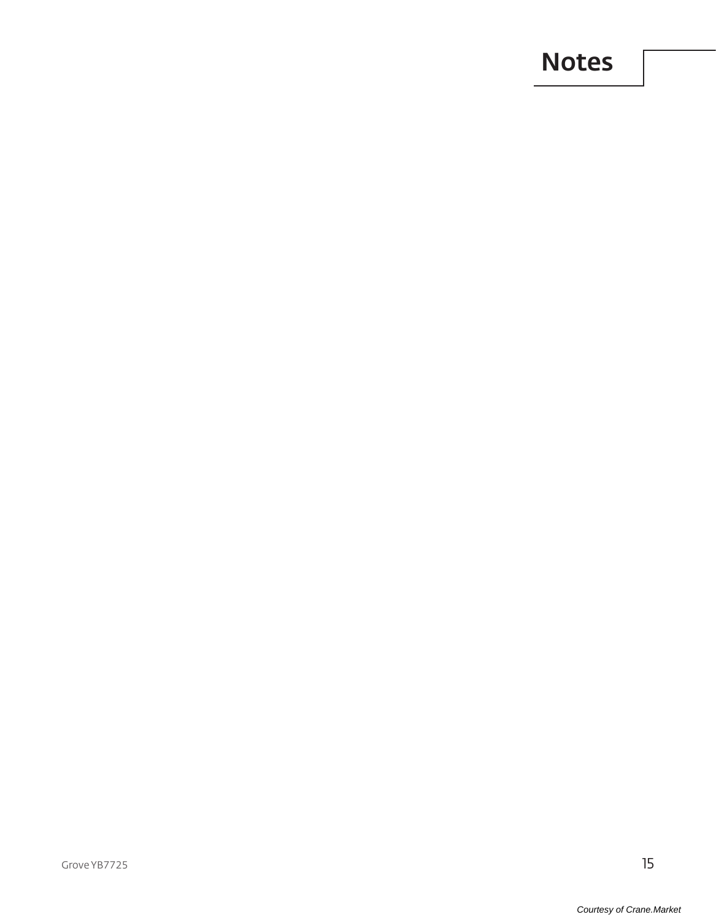# Notes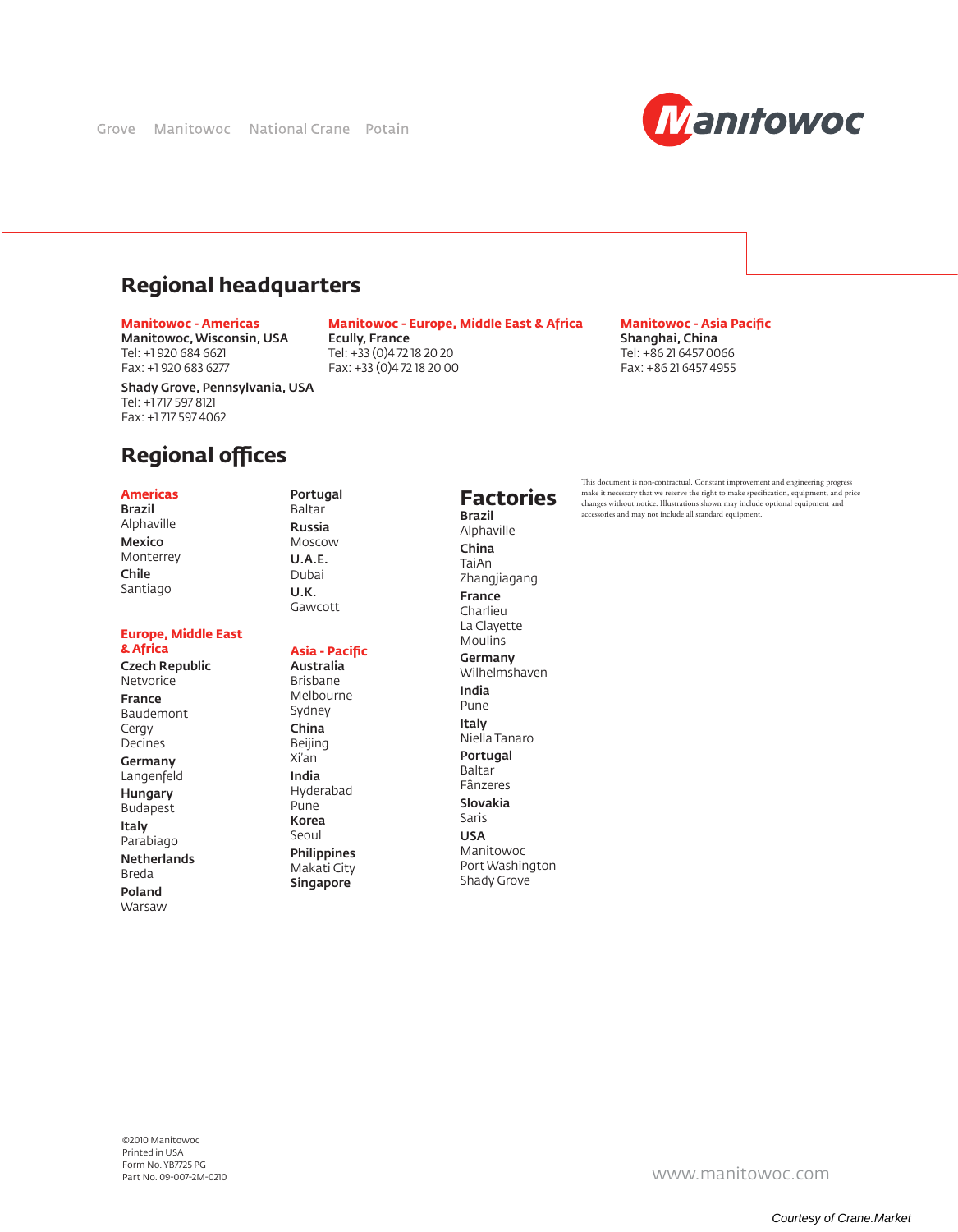Grove Manitowoc National Crane Potain

Manitowoc

## Regional headquarters

**Manitowoc - Americas**
**Manitowoc, Wisconsin, USA**
Tel: +1 920 684 6621
Fax: +1 920 683 6277

**Shady Grove, Pennsylvania, USA**
Tel: +1 717 597 8121
Fax: +1 717 597 4062

**Manitowoc - Europe, Middle East & Africa**
**Ecully, France**
Tel: +33 (0)4 72 18 20 20
Fax: +33 (0)4 72 18 20 00

**Manitowoc - Asia Pacific**
**Shanghai, China**
Tel: +86 21 6457 0066
Fax: +86 21 6457 4955

## Regional offices

**Americas**

**Brazil**
Alphaville

**Mexico**
Monterrey

**Chile**
Santiago

**Europe, Middle East & Africa**

**Czech Republic**
Netvorice

**France**
Baudemont
Cergy
Decines

**Germany**
Langenfeld

**Hungary**
Budapest

**Italy**
Parabiago

**Netherlands**
Breda

**Poland**
Warsaw

**Portugal**
Baltar

**Russia**
Moscow

**U.A.E.**
Dubai

**U.K.**
Gawcott

**Asia - Pacific**

**Australia**
Brisbane
Melbourne
Sydney

**China**
Beijing
Xi'an

**India**
Hyderabad
Pune

**Korea**
Seoul

**Philippines**
Makati City

**Singapore**

## Factories

**Brazil**
Alphaville

**China**
TaiAn
Zhangjiagang

**France**
Charlieu
La Clayette
Moulins

**Germany**
Wilhelmshaven

**India**
Pune

**Italy**
Niella Tanaro

**Portugal**
Baltar
Fânzeres

**Slovakia**
Saris

**USA**
Manitowoc
Port Washington
Shady Grove

This document is non-contractual. Constant improvement and engineering progress make it necessary that we reserve the right to make specification, equipment, and price changes without notice. Illustrations shown may include optional equipment and accessories and may not include all standard equipment.

©2010 Manitowoc
Printed in USA
Form No. YB7725 PG
Part No. 09-007-2M-0210

www.manitowoc.com

*Courtesy of Crane.Market*